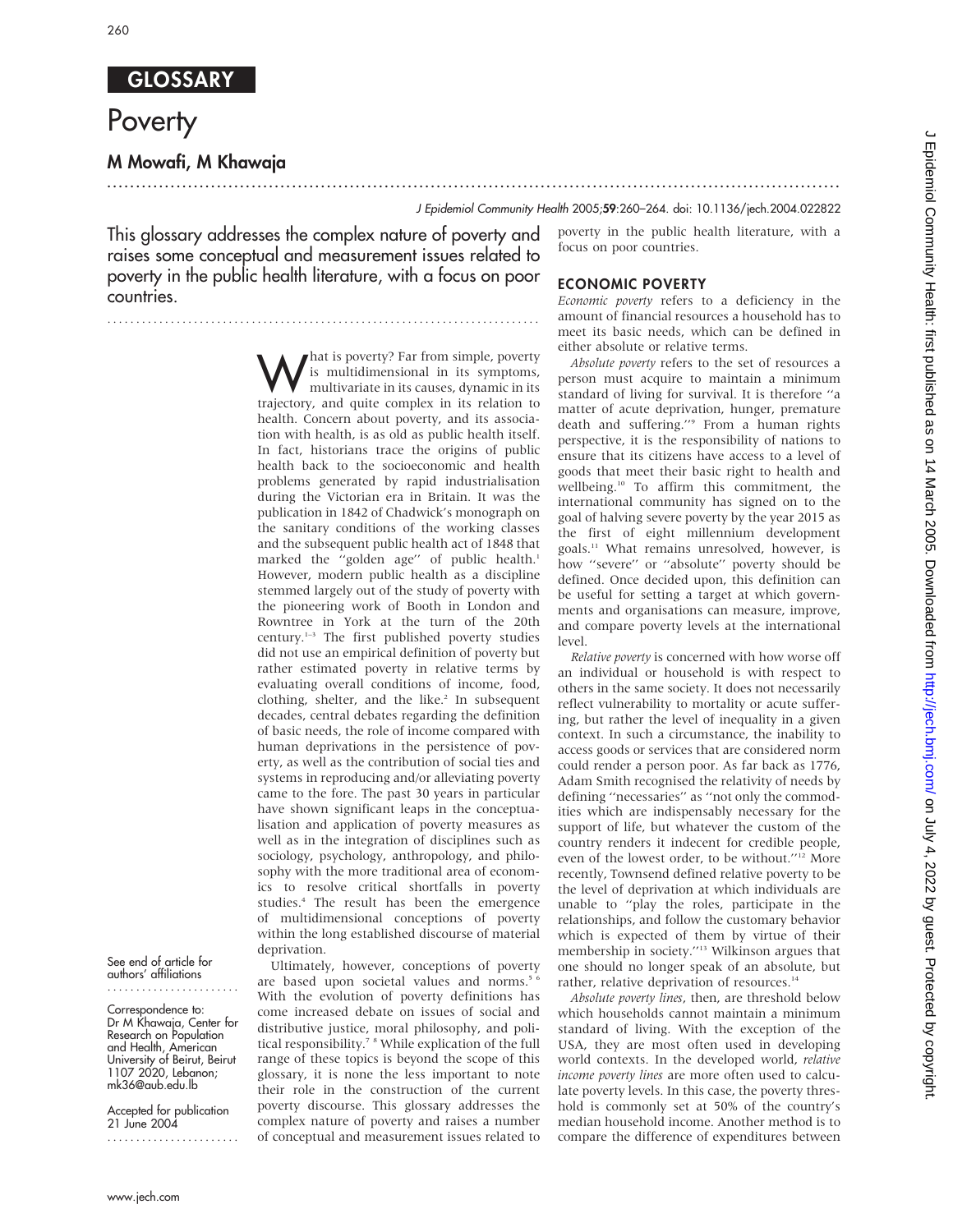## GLOSSARY

# Poverty

## M Mowafi, M Khawaja

This glossary addresses the complex nature of poverty and raises some conceptual and measurement issues related to poverty in the public health literature, with a focus on poor countries.

See end of article for authors' affiliations

Correspondence to: Dr M Khawaja, Center for Research on Population and Health, American University of Beirut, Beirut 1107 2020, Lebanon; mk36@aub.edu.lb

Accepted for publication 21 June 2004

What is poverty? Far from simple, poverty is multidimensional in its symptoms, multivariate in its causes, dynamic in its trajectory, and quite complex in its relation to health. Concern about poverty, and its association with health, is as old as public health itself. In fact, historians trace the origins of public health back to the socioeconomic and health problems generated by rapid industrialisation during the Victorian era in Britain. It was the publication in 1842 of Chadwick's monograph on the sanitary conditions of the working classes and the subsequent public health act of 1848 that marked the "golden age" of public health.[1] However, modern public health as a discipline stemmed largely out of the study of poverty with the pioneering work of Booth in London and Rowntree in York at the turn of the 20th century.[1–3] The first published poverty studies did not use an empirical definition of poverty but rather estimated poverty in relative terms by evaluating overall conditions of income, food, clothing, shelter, and the like.[2] In subsequent decades, central debates regarding the definition of basic needs, the role of income compared with human deprivations in the persistence of poverty, as well as the contribution of social ties and systems in reproducing and/or alleviating poverty came to the fore. The past 30 years in particular have shown significant leaps in the conceptualisation and application of poverty measures as well as in the integration of disciplines such as sociology, psychology, anthropology, and philosophy with the more traditional area of economics to resolve critical shortfalls in poverty studies.[4] The result has been the emergence of multidimensional conceptions of poverty within the long established discourse of material deprivation.

Ultimately, however, conceptions of poverty are based upon societal values and norms.[5 6] With the evolution of poverty definitions has come increased debate on issues of social and distributive justice, moral philosophy, and political responsibility.[7 8] While explication of the full range of these topics is beyond the scope of this glossary, it is none the less important to note their role in the construction of the current poverty discourse. This glossary addresses the complex nature of poverty and raises a number of conceptual and measurement issues related to poverty in the public health literature, with a focus on poor countries.

## ECONOMIC POVERTY

*Economic poverty* refers to a deficiency in the amount of financial resources a household has to meet its basic needs, which can be defined in either absolute or relative terms.

*Absolute poverty* refers to the set of resources a person must acquire to maintain a minimum standard of living for survival. It is therefore "a matter of acute deprivation, hunger, premature death and suffering."[9] From a human rights perspective, it is the responsibility of nations to ensure that its citizens have access to a level of goods that meet their basic right to health and wellbeing.[10] To affirm this commitment, the international community has signed on to the goal of halving severe poverty by the year 2015 as the first of eight millennium development goals.[11] What remains unresolved, however, is how "severe" or "absolute" poverty should be defined. Once decided upon, this definition can be useful for setting a target at which governments and organisations can measure, improve, and compare poverty levels at the international level.

*Relative poverty* is concerned with how worse off an individual or household is with respect to others in the same society. It does not necessarily reflect vulnerability to mortality or acute suffering, but rather the level of inequality in a given context. In such a circumstance, the inability to access goods or services that are considered norm could render a person poor. As far back as 1776, Adam Smith recognised the relativity of needs by defining "necessaries" as "not only the commodities which are indispensably necessary for the support of life, but whatever the custom of the country renders it indecent for credible people, even of the lowest order, to be without."[12] More recently, Townsend defined relative poverty to be the level of deprivation at which individuals are unable to "play the roles, participate in the relationships, and follow the customary behavior which is expected of them by virtue of their membership in society."[13] Wilkinson argues that one should no longer speak of an absolute, but rather, relative deprivation of resources.[14]

*Absolute poverty lines*, then, are threshold below which households cannot maintain a minimum standard of living. With the exception of the USA, they are most often used in developing world contexts. In the developed world, *relative income poverty lines* are more often used to calculate poverty levels. In this case, the poverty threshold is commonly set at 50% of the country's median household income. Another method is to compare the difference of expenditures between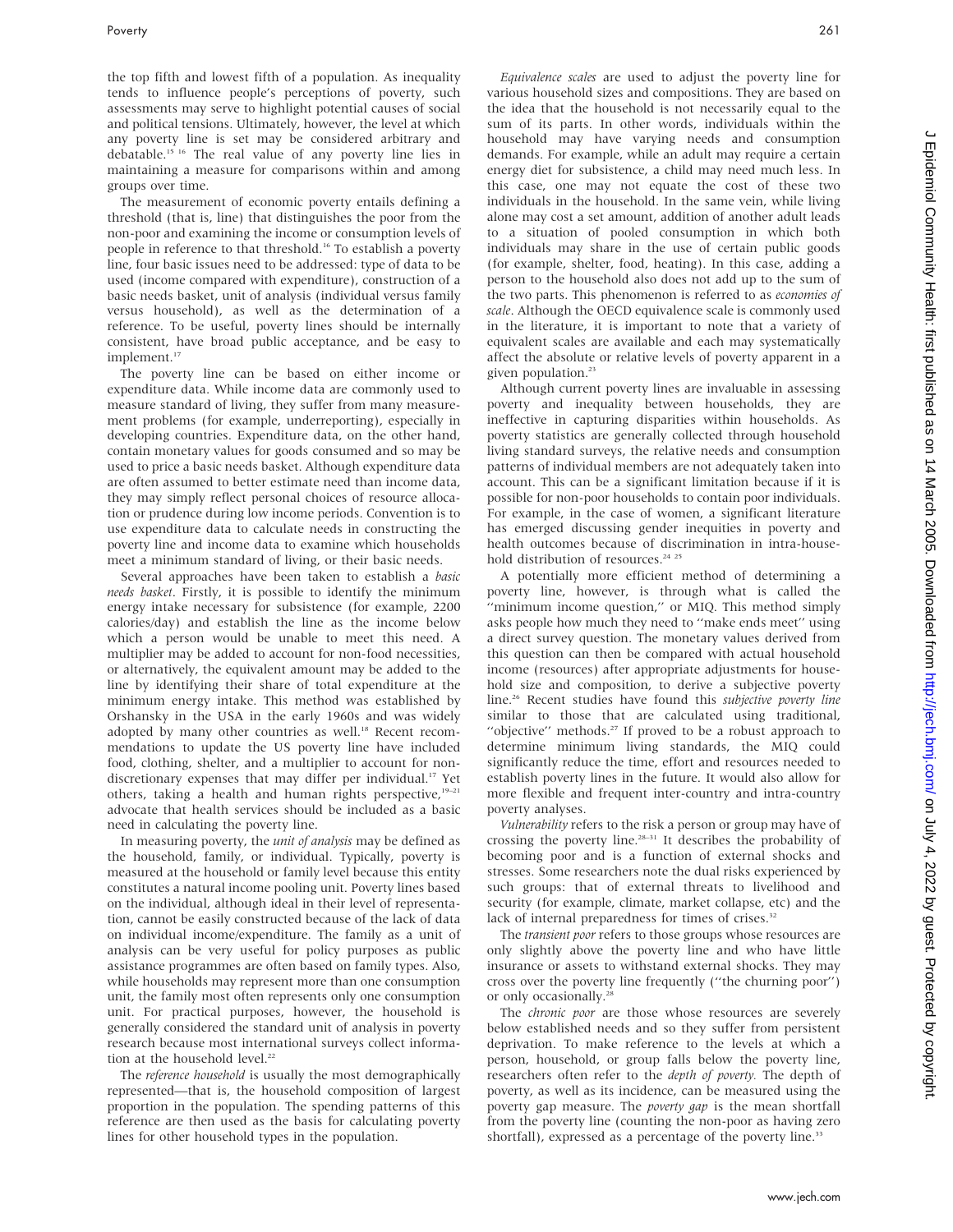the top fifth and lowest fifth of a population. As inequality tends to influence people's perceptions of poverty, such assessments may serve to highlight potential causes of social and political tensions. Ultimately, however, the level at which any poverty line is set may be considered arbitrary and debatable.[15 16] The real value of any poverty line lies in maintaining a measure for comparisons within and among groups over time.

The measurement of economic poverty entails defining a threshold (that is, line) that distinguishes the poor from the non-poor and examining the income or consumption levels of people in reference to that threshold.[16] To establish a poverty line, four basic issues need to be addressed: type of data to be used (income compared with expenditure), construction of a basic needs basket, unit of analysis (individual versus family versus household), as well as the determination of a reference. To be useful, poverty lines should be internally consistent, have broad public acceptance, and be easy to implement.[17]

The poverty line can be based on either income or expenditure data. While income data are commonly used to measure standard of living, they suffer from many measurement problems (for example, underreporting), especially in developing countries. Expenditure data, on the other hand, contain monetary values for goods consumed and so may be used to price a basic needs basket. Although expenditure data are often assumed to better estimate need than income data, they may simply reflect personal choices of resource allocation or prudence during low income periods. Convention is to use expenditure data to calculate needs in constructing the poverty line and income data to examine which households meet a minimum standard of living, or their basic needs.

Several approaches have been taken to establish a *basic needs basket*. Firstly, it is possible to identify the minimum energy intake necessary for subsistence (for example, 2200 calories/day) and establish the line as the income below which a person would be unable to meet this need. A multiplier may be added to account for non-food necessities, or alternatively, the equivalent amount may be added to the line by identifying their share of total expenditure at the minimum energy intake. This method was established by Orshansky in the USA in the early 1960s and was widely adopted by many other countries as well.[18] Recent recommendations to update the US poverty line have included food, clothing, shelter, and a multiplier to account for non-discretionary expenses that may differ per individual.[17] Yet others, taking a health and human rights perspective,[19–21] advocate that health services should be included as a basic need in calculating the poverty line.

In measuring poverty, the *unit of analysis* may be defined as the household, family, or individual. Typically, poverty is measured at the household or family level because this entity constitutes a natural income pooling unit. Poverty lines based on the individual, although ideal in their level of representation, cannot be easily constructed because of the lack of data on individual income/expenditure. The family as a unit of analysis can be very useful for policy purposes as public assistance programmes are often based on family types. Also, while households may represent more than one consumption unit, the family most often represents only one consumption unit. For practical purposes, however, the household is generally considered the standard unit of analysis in poverty research because most international surveys collect information at the household level.[22]

The *reference household* is usually the most demographically represented—that is, the household composition of largest proportion in the population. The spending patterns of this reference are then used as the basis for calculating poverty lines for other household types in the population.

*Equivalence scales* are used to adjust the poverty line for various household sizes and compositions. They are based on the idea that the household is not necessarily equal to the sum of its parts. In other words, individuals within the household may have varying needs and consumption demands. For example, while an adult may require a certain energy diet for subsistence, a child may need much less. In this case, one may not equate the cost of these two individuals in the household. In the same vein, while living alone may cost a set amount, addition of another adult leads to a situation of pooled consumption in which both individuals may share in the use of certain public goods (for example, shelter, food, heating). In this case, adding a person to the household also does not add up to the sum of the two parts. This phenomenon is referred to as *economies of scale*. Although the OECD equivalence scale is commonly used in the literature, it is important to note that a variety of equivalent scales are available and each may systematically affect the absolute or relative levels of poverty apparent in a given population.[23]

Although current poverty lines are invaluable in assessing poverty and inequality between households, they are ineffective in capturing disparities within households. As poverty statistics are generally collected through household living standard surveys, the relative needs and consumption patterns of individual members are not adequately taken into account. This can be a significant limitation because if it is possible for non-poor households to contain poor individuals. For example, in the case of women, a significant literature has emerged discussing gender inequities in poverty and health outcomes because of discrimination in intra-household distribution of resources.[24 25]

A potentially more efficient method of determining a poverty line, however, is through what is called the "minimum income question," or MIQ. This method simply asks people how much they need to "make ends meet" using a direct survey question. The monetary values derived from this question can then be compared with actual household income (resources) after appropriate adjustments for household size and composition, to derive a subjective poverty line.[26] Recent studies have found this *subjective poverty line* similar to those that are calculated using traditional, "objective" methods.[27] If proved to be a robust approach to determine minimum living standards, the MIQ could significantly reduce the time, effort and resources needed to establish poverty lines in the future. It would also allow for more flexible and frequent inter-country and intra-country poverty analyses.

*Vulnerability* refers to the risk a person or group may have of crossing the poverty line.[28–31] It describes the probability of becoming poor and is a function of external shocks and stresses. Some researchers note the dual risks experienced by such groups: that of external threats to livelihood and security (for example, climate, market collapse, etc) and the lack of internal preparedness for times of crises.[32]

The *transient poor* refers to those groups whose resources are only slightly above the poverty line and who have little insurance or assets to withstand external shocks. They may cross over the poverty line frequently ("the churning poor") or only occasionally.[28]

The *chronic poor* are those whose resources are severely below established needs and so they suffer from persistent deprivation. To make reference to the levels at which a person, household, or group falls below the poverty line, researchers often refer to the *depth of poverty.* The depth of poverty, as well as its incidence, can be measured using the poverty gap measure. The *poverty gap* is the mean shortfall from the poverty line (counting the non-poor as having zero shortfall), expressed as a percentage of the poverty line.[33]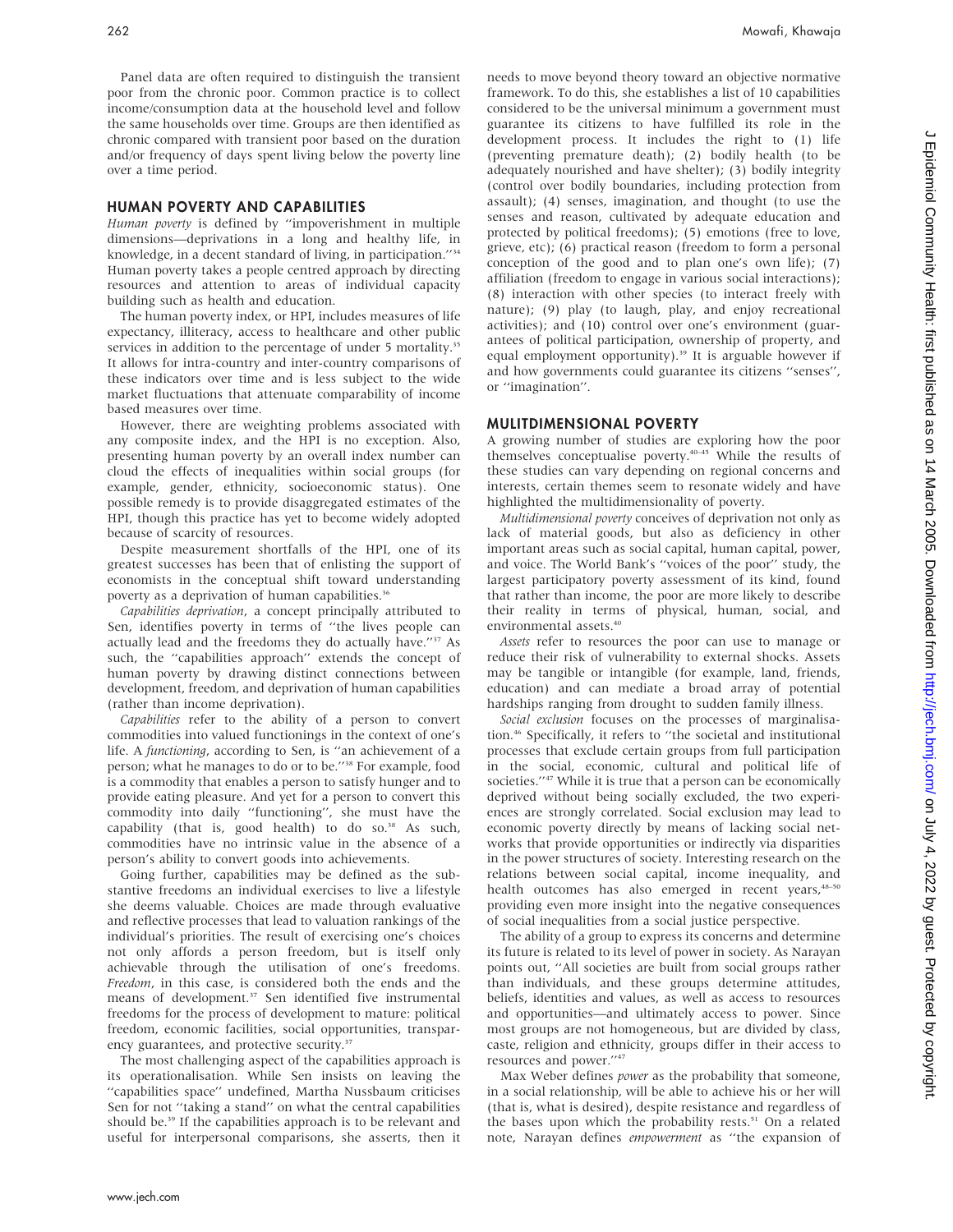Panel data are often required to distinguish the transient poor from the chronic poor. Common practice is to collect income/consumption data at the household level and follow the same households over time. Groups are then identified as chronic compared with transient poor based on the duration and/or frequency of days spent living below the poverty line over a time period.

## HUMAN POVERTY AND CAPABILITIES

*Human poverty* is defined by ''impoverishment in multiple dimensions—deprivations in a long and healthy life, in knowledge, in a decent standard of living, in participation.''[34] Human poverty takes a people centred approach by directing resources and attention to areas of individual capacity building such as health and education.

The human poverty index, or HPI, includes measures of life expectancy, illiteracy, access to healthcare and other public services in addition to the percentage of under 5 mortality.[35] It allows for intra-country and inter-country comparisons of these indicators over time and is less subject to the wide market fluctuations that attenuate comparability of income based measures over time.

However, there are weighting problems associated with any composite index, and the HPI is no exception. Also, presenting human poverty by an overall index number can cloud the effects of inequalities within social groups (for example, gender, ethnicity, socioeconomic status). One possible remedy is to provide disaggregated estimates of the HPI, though this practice has yet to become widely adopted because of scarcity of resources.

Despite measurement shortfalls of the HPI, one of its greatest successes has been that of enlisting the support of economists in the conceptual shift toward understanding poverty as a deprivation of human capabilities.[36]

*Capabilities deprivation*, a concept principally attributed to Sen, identifies poverty in terms of ''the lives people can actually lead and the freedoms they do actually have.''[37] As such, the ''capabilities approach'' extends the concept of human poverty by drawing distinct connections between development, freedom, and deprivation of human capabilities (rather than income deprivation).

*Capabilities* refer to the ability of a person to convert commodities into valued functionings in the context of one's life. A *functioning*, according to Sen, is ''an achievement of a person; what he manages to do or to be.''[38] For example, food is a commodity that enables a person to satisfy hunger and to provide eating pleasure. And yet for a person to convert this commodity into daily ''functioning'', she must have the capability (that is, good health) to do so.[38] As such, commodities have no intrinsic value in the absence of a person's ability to convert goods into achievements.

Going further, capabilities may be defined as the substantive freedoms an individual exercises to live a lifestyle she deems valuable. Choices are made through evaluative and reflective processes that lead to valuation rankings of the individual's priorities. The result of exercising one's choices not only affords a person freedom, but is itself only achievable through the utilisation of one's freedoms. *Freedom*, in this case, is considered both the ends and the means of development.[37] Sen identified five instrumental freedoms for the process of development to mature: political freedom, economic facilities, social opportunities, transparency guarantees, and protective security.[37]

The most challenging aspect of the capabilities approach is its operationalisation. While Sen insists on leaving the ''capabilities space'' undefined, Martha Nussbaum criticises Sen for not ''taking a stand'' on what the central capabilities should be.[39] If the capabilities approach is to be relevant and useful for interpersonal comparisons, she asserts, then it needs to move beyond theory toward an objective normative framework. To do this, she establishes a list of 10 capabilities considered to be the universal minimum a government must guarantee its citizens to have fulfilled its role in the development process. It includes the right to (1) life (preventing premature death); (2) bodily health (to be adequately nourished and have shelter); (3) bodily integrity (control over bodily boundaries, including protection from assault); (4) senses, imagination, and thought (to use the senses and reason, cultivated by adequate education and protected by political freedoms); (5) emotions (free to love, grieve, etc); (6) practical reason (freedom to form a personal conception of the good and to plan one's own life); (7) affiliation (freedom to engage in various social interactions); (8) interaction with other species (to interact freely with nature); (9) play (to laugh, play, and enjoy recreational activities); and (10) control over one's environment (guarantees of political participation, ownership of property, and equal employment opportunity).[39] It is arguable however if and how governments could guarantee its citizens ''senses'', or ''imagination''.

## MULITDIMENSIONAL POVERTY

A growing number of studies are exploring how the poor themselves conceptualise poverty.[40–45] While the results of these studies can vary depending on regional concerns and interests, certain themes seem to resonate widely and have highlighted the multidimensionality of poverty.

*Multidimensional poverty* conceives of deprivation not only as lack of material goods, but also as deficiency in other important areas such as social capital, human capital, power, and voice. The World Bank's ''voices of the poor'' study, the largest participatory poverty assessment of its kind, found that rather than income, the poor are more likely to describe their reality in terms of physical, human, social, and environmental assets.[40]

*Assets* refer to resources the poor can use to manage or reduce their risk of vulnerability to external shocks. Assets may be tangible or intangible (for example, land, friends, education) and can mediate a broad array of potential hardships ranging from drought to sudden family illness.

*Social exclusion* focuses on the processes of marginalisation.[46] Specifically, it refers to ''the societal and institutional processes that exclude certain groups from full participation in the social, economic, cultural and political life of societies.''[47] While it is true that a person can be economically deprived without being socially excluded, the two experiences are strongly correlated. Social exclusion may lead to economic poverty directly by means of lacking social networks that provide opportunities or indirectly via disparities in the power structures of society. Interesting research on the relations between social capital, income inequality, and health outcomes has also emerged in recent years,[48–50] providing even more insight into the negative consequences of social inequalities from a social justice perspective.

The ability of a group to express its concerns and determine its future is related to its level of power in society. As Narayan points out, ''All societies are built from social groups rather than individuals, and these groups determine attitudes, beliefs, identities and values, as well as access to resources and opportunities—and ultimately access to power. Since most groups are not homogeneous, but are divided by class, caste, religion and ethnicity, groups differ in their access to resources and power.''[47]

Max Weber defines *power* as the probability that someone, in a social relationship, will be able to achieve his or her will (that is, what is desired), despite resistance and regardless of the bases upon which the probability rests.[51] On a related note, Narayan defines *empowerment* as ''the expansion of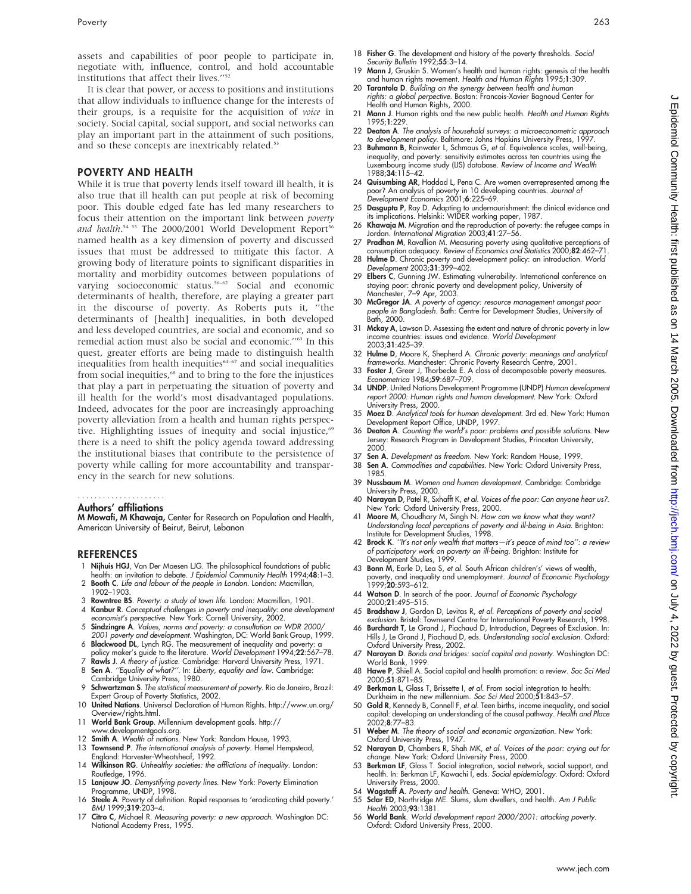assets and capabilities of poor people to participate in, negotiate with, influence, control, and hold accountable institutions that affect their lives.''[52]

It is clear that power, or access to positions and institutions that allow individuals to influence change for the interests of their groups, is a requisite for the acquisition of *voice* in society. Social capital, social support, and social networks can play an important part in the attainment of such positions, and so these concepts are inextricably related.[53]

## POVERTY AND HEALTH

While it is true that poverty lends itself toward ill health, it is also true that ill health can put people at risk of becoming poor. This double edged fate has led many researchers to focus their attention on the important link between *poverty and health*.[54 55] The 2000/2001 World Development Report[56] named health as a key dimension of poverty and discussed issues that must be addressed to mitigate this factor. A growing body of literature points to significant disparities in mortality and morbidity outcomes between populations of varying socioeconomic status.[56–62] Social and economic determinants of health, therefore, are playing a greater part in the discourse of poverty. As Roberts puts it, ''the determinants of [health] inequalities, in both developed and less developed countries, are social and economic, and so remedial action must also be social and economic.''[63] In this quest, greater efforts are being made to distinguish health inequalities from health inequities[64–67] and social inequalities from social inequities,[68] and to bring to the fore the injustices that play a part in perpetuating the situation of poverty and ill health for the world's most disadvantaged populations. Indeed, advocates for the poor are increasingly approaching poverty alleviation from a health and human rights perspective. Highlighting issues of inequity and social injustice,[69] there is a need to shift the policy agenda toward addressing the institutional biases that contribute to the persistence of poverty while calling for more accountability and transparency in the search for new solutions.

.....................

### Authors' affiliations

**M Mowafi, M Khawaja,** Center for Research on Population and Health, American University of Beirut, Beirut, Lebanon

## REFERENCES

1. **Nijhuis HGJ**, Van Der Maesen LJG. The philosophical foundations of public health: an invitation to debate. *J Epidemiol Community Health* 1994;**48**:1–3.
2. **Booth C**. *Life and labour of the people in London*. London: Macmillan, 1902–1903.
3. **Rowntree BS**. *Poverty: a study of town life*. London: Macmillan, 1901.
4. **Kanbur R**. *Conceptual challenges in poverty and inequality: one development economist's perspective*. New York: Cornell University, 2002.
5. **Sindzingre A**. *Values, norms and poverty: a consultation on WDR 2000/2001 poverty and development*. Washington, DC: World Bank Group, 1999.
6. **Blackwood DL**, Lynch RG. The measurement of inequality and poverty: a policy maker's guide to the literature. *World Development* 1994;**22**:567–78.
7. **Rawls J**. *A theory of justice*. Cambridge: Harvard University Press, 1971.
8. **Sen A**. *''Equality of what?''*. In: *Liberty, equality and law*. Cambridge: Cambridge University Press, 1980.
9. **Schwartzman S**. *The statistical measurement of poverty*. Rio de Janeiro, Brazil: Expert Group of Poverty Statistics, 2002.
10. **United Nations**. Universal Declaration of Human Rights. http://www.un.org/Overview/rights.html.
11. **World Bank Group**. Millennium development goals. http://www.developmentgoals.org.
12. **Smith A**. *Wealth of nations*. New York: Random House, 1993.
13. **Townsend P**. *The international analysis of poverty*. Hemel Hempstead, England: Harvester-Wheatsheaf, 1992.
14. **Wilkinson RG**. *Unhealthy societies: the afflictions of inequality*. London: Routledge, 1996.
15. **Lanjouw JO**. *Demystifying poverty lines*. New York: Poverty Elimination Programme, UNDP, 1998.
16. **Steele A**. Poverty of definition. Rapid responses to 'eradicating child poverty.' *BMJ* 1999;**319**:203–4.
17. **Citro C**, Michael R. *Measuring poverty: a new approach*. Washington DC: National Academy Press, 1995.
18. **Fisher G**. The development and history of the poverty thresholds. *Social Security Bulletin* 1992;**55**:3–14.
19. **Mann J**, Gruskin S. Women's health and human rights: genesis of the health and human rights movement. *Health and Human Rights* 1995;**1**:309.
20. **Tarantola D**. *Building on the synergy between health and human rights: a global perspective*. Boston: Francois-Xavier Bagnoud Center for Health and Human Rights, 2000.
21. **Mann J**. Human rights and the new public health. *Health and Human Rights* 1995;**1**:229.
22. **Deaton A**. *The analysis of household surveys: a microeconometric approach to development policy*. Baltimore: Johns Hopkins University Press, 1997.
23. **Buhmann B**, Rainwater L, Schmaus G, *et al*. Equivalence scales, well-being, inequality, and poverty: sensitivity estimates across ten countries using the Luxembourg income study (LIS) database. *Review of Income and Wealth* 1988;**34**:115–42.
24. **Quisumbing AR**, Haddad L, Pena C. Are women overrepresented among the poor? An analysis of poverty in 10 developing countries. *Journal of Development Economics* 2001;**6**:225–69.
25. **Dasgupta P**, Ray D. Adapting to undernourishment: the clinical evidence and its implications. Helsinki: WIDER working paper, 1987.
26. **Khawaja M**. Migration and the reproduction of poverty: the refugee camps in Jordan. *International Migration* 2003;**41**:27–56.
27. **Pradhan M**, Ravallion M. Measuring poverty using qualitative perceptions of consumption adequacy. *Review of Economics and Statistics* 2000;**82**:462–71.
28. **Hulme D**. Chronic poverty and development policy: an introduction. *World Development* 2003;**31**:399–402.
29. **Elbers C**, Gunning JW. Estimating vulnerability. International conference on staying poor: chronic poverty and development policy, University of Manchester, 7–9 Apr, 2003.
30. **McGregor JA**. *A poverty of agency: resource management amongst poor people in Bangladesh*. Bath: Centre for Development Studies, University of Bath, 2000.
31. **Mckay A**, Lawson D. Assessing the extent and nature of chronic poverty in low income countries: issues and evidence. *World Development* 2003;**31**:425–39.
32. **Hulme D**, Moore K, Shepherd A. *Chronic poverty: meanings and analytical frameworks*. Manchester: Chronic Poverty Research Centre, 2001.
33. **Foster J**, Greer J, Thorbecke E. A class of decomposable poverty measures. *Econometrica* 1984;**59**:687–709.
34. **UNDP**. United Nations Development Programme (UNDP) *Human development report 2000: Human rights and human development*. New York: Oxford University Press, 2000.
35. **Moez D**. *Analytical tools for human development*. 3rd ed. New York: Human Development Report Office, UNDP, 1997.
36. **Deaton A**. *Counting the world's poor: problems and possible solutions*. New Jersey: Research Program in Development Studies, Princeton University, 2000.
37. **Sen A**. *Development as freedom*. New York: Random House, 1999.
38. **Sen A**. *Commodities and capabilities*. New York: Oxford University Press, 1985.
39. **Nussbaum M**. *Women and human development*. Cambridge: Cambridge University Press, 2000.
40. **Narayan D**, Patel R, Sxhafft K, *et al*. *Voices of the poor: Can anyone hear us?*. New York: Oxford University Press, 2000.
41. **Moore M**, Choudhary M, Singh N. *How can we know what they want? Understanding local perceptions of poverty and ill-being in Asia*. Brighton: Institute for Development Studies, 1998.
42. **Brock K**. *''It's not only wealth that matters—it's peace of mind too'': a review of participatory work on poverty an ill-being*. Brighton: Institute for Development Studies, 1999.
43. **Bonn M**, Earle D, Lea S, *et al*. South African children's' views of wealth, poverty, and inequality and unemployment. *Journal of Economic Psychology* 1999;**20**:593–612.
44. **Watson D**. In search of the poor. *Journal of Economic Psychology* 2000;**21**:495–515.
45. **Bradshaw J**, Gordon D, Levitas R, *et al*. *Perceptions of poverty and social exclusion*. Bristol: Townsend Centre for International Poverty Research, 1998.
46. **Burchardt T**, Le Grand J, Piachaud D, Introduction, Degrees of Exclusion. In: Hills J, Le Grand J, Piachaud D, eds. *Understanding social exclusion*. Oxford: Oxford University Press, 2002.
47. **Narayan D**. *Bonds and bridges: social capital and poverty*. Washington DC: World Bank, 1999.
48. **Hawe P**, Shiell A. Social capital and health promotion: a review. *Soc Sci Med* 2000;**51**:871–85.
49. **Berkman L**, Glass T, Brissette I, *et al*. From social integration to health: Durkheim in the new millennium. *Soc Sci Med* 2000;**51**:843–57.
50. **Gold R**, Kennedy B, Connell F, *et al*. Teen births, income inequality, and social capital: developing an understanding of the causal pathway. *Health and Place* 2002;**8**:77–83.
51. **Weber M**. *The theory of social and economic organization*. New York: Oxford University Press, 1947.
52. **Narayan D**, Chambers R, Shah MK, *et al*. *Voices of the poor: crying out for change*. New York: Oxford University Press, 2000.
53. **Berkman LF**, Glass T. Social integration, social network, social support, and health. In: Berkman LF, Kawachi I, eds. *Social epidemiology*. Oxford: Oxford University Press, 2000.
54. **Wagstaff A**. *Poverty and health*. Geneva: WHO, 2001.
55. **Sclar ED**, Northridge ME. Slums, slum dwellers, and health. *Am J Public Health* 2003;**93**:1381.
56. **World Bank**. *World development report 2000/2001: attacking poverty*. Oxford: Oxford University Press, 2000.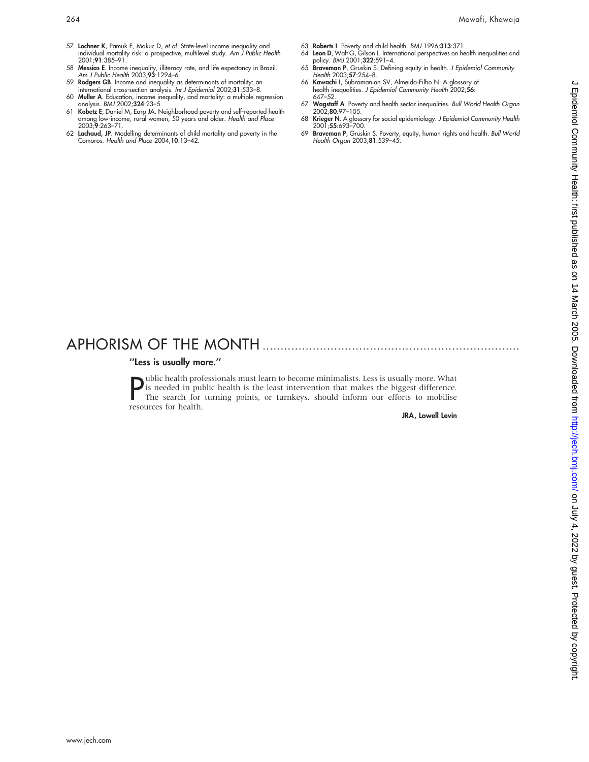57 **Lochner K**, Pamuk E, Makuc D, *et al*. State-level income inequality and individual mortality risk: a prospective, multilevel study. *Am J Public Health* 2001;**91**:385–91.
58 **Messias E**. Income inequality, illiteracy rate, and life expectancy in Brazil. *Am J Public Health* 2003;**93**:1294–6.
59 **Rodgers GB**. Income and inequality as determinants of mortality: an international cross-section analysis. *Int J Epidemiol* 2002;**31**:533–8.
60 **Muller A**. Education, income inequality, and mortality: a multiple regression analysis. *BMJ* 2002;**324**:23–5.
61 **Kobetz E**, Daniel M, Earp JA. Neighborhood poverty and self-reported health among low-income, rural women, 50 years and older. *Health and Place* 2003;**9**:263–71.
62 **Lachaud, JP**. Modelling determinants of child mortality and poverty in the Comoros. *Health and Place* 2004;**10**:13–42.
63 **Roberts I**. Poverty and child health. *BMJ* 1996;**313**:371.
64 **Leon D**, Walt G, Gilson L. International perspectives on health inequalities and policy. *BMJ* 2001;**322**:591–4.
65 **Braveman P**, Gruskin S. Defining equity in health. *J Epidemiol Community Health* 2003;**57**:254–8.
66 **Kawachi I**, Subramanian SV, Almeida-Filho N. A glossary of health inequalities. *J Epidemiol Community Health* 2002;**56**: 647–52.
67 **Wagstaff A**. Poverty and health sector inequalities. *Bull World Health Organ* 2002;**80**:97–105.
68 **Krieger N**. A glossary for social epidemiology. *J Epidemiol Community Health* 2001;**55**:693–700.
69 **Braveman P**, Gruskin S. Poverty, equity, human rights and health. *Bull World Health Organ* 2003;**81**:539–45.

## APHORISM OF THE MONTH

**"Less is usually more."**

Public health professionals must learn to become minimalists. Less is usually more. What is needed in public health is the least intervention that makes the biggest difference. The search for turning points, or turnkeys, should inform our efforts to mobilise resources for health.

**JRA, Lowell Levin**